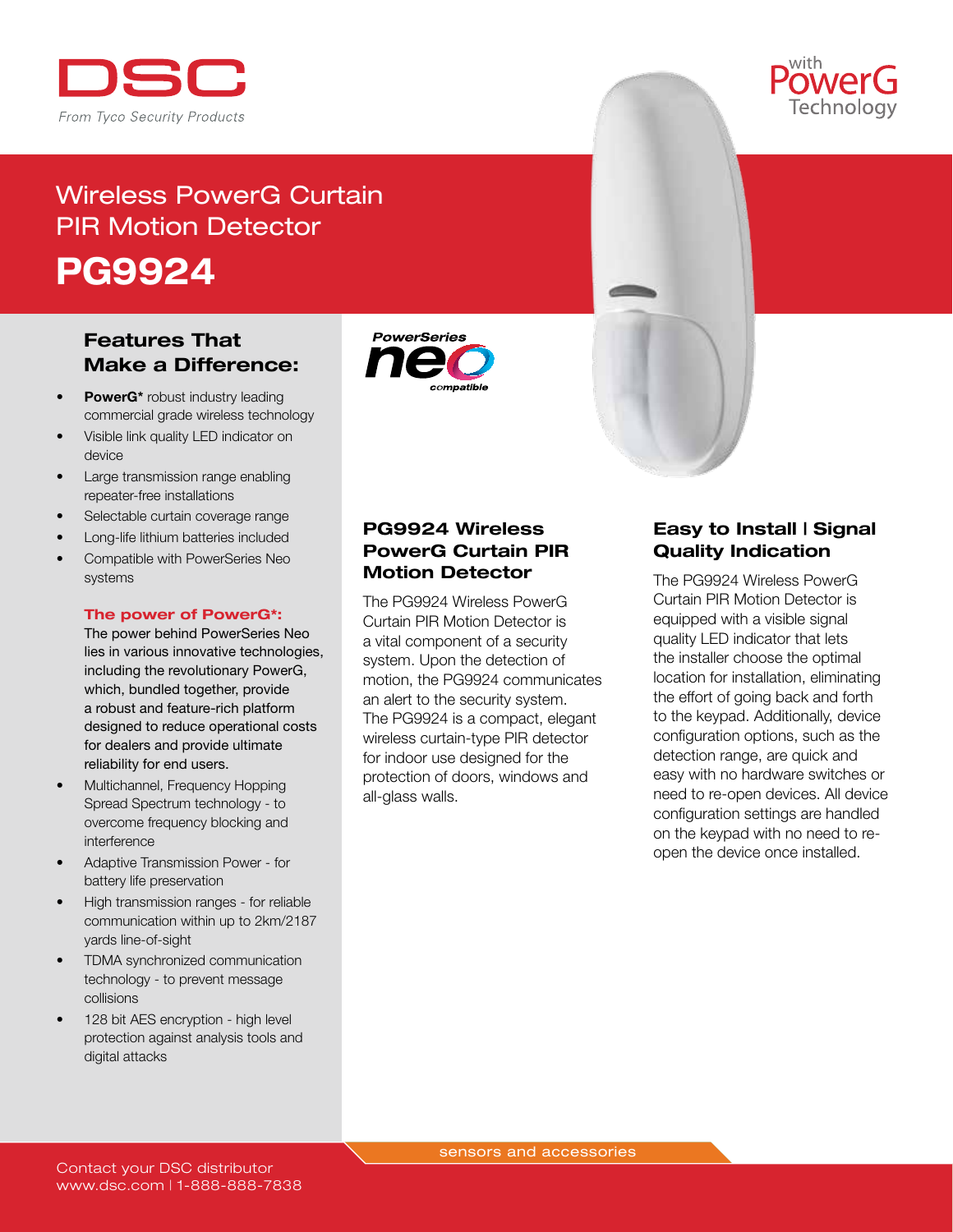DSC

From Tyco Security Products

with PowerG Technology

# Wireless PowerG Curtain PIR Motion Detector

# PG9924

## Features That Make a Difference:

- **PowerG*** robust industry leading commercial grade wireless technology
- Visible link quality LED indicator on device
- Large transmission range enabling repeater-free installations
- Selectable curtain coverage range
- Long-life lithium batteries included
- Compatible with PowerSeries Neo systems

**The power of PowerG*:**

The power behind PowerSeries Neo lies in various innovative technologies, including the revolutionary PowerG, which, bundled together, provide a robust and feature-rich platform designed to reduce operational costs for dealers and provide ultimate reliability for end users.

- Multichannel, Frequency Hopping Spread Spectrum technology - to overcome frequency blocking and interference
- Adaptive Transmission Power - for battery life preservation
- High transmission ranges - for reliable communication within up to 2km/2187 yards line-of-sight
- TDMA synchronized communication technology - to prevent message collisions
- 128 bit AES encryption - high level protection against analysis tools and digital attacks

PowerSeries neo compatible

## PG9924 Wireless PowerG Curtain PIR Motion Detector

The PG9924 Wireless PowerG Curtain PIR Motion Detector is a vital component of a security system. Upon the detection of motion, the PG9924 communicates an alert to the security system. The PG9924 is a compact, elegant wireless curtain-type PIR detector for indoor use designed for the protection of doors, windows and all-glass walls.

## Easy to Install | Signal Quality Indication

The PG9924 Wireless PowerG Curtain PIR Motion Detector is equipped with a visible signal quality LED indicator that lets the installer choose the optimal location for installation, eliminating the effort of going back and forth to the keypad. Additionally, device configuration options, such as the detection range, are quick and easy with no hardware switches or need to re-open devices. All device configuration settings are handled on the keypad with no need to re-open the device once installed.

sensors and accessories

Contact your DSC distributor
www.dsc.com | 1-888-888-7838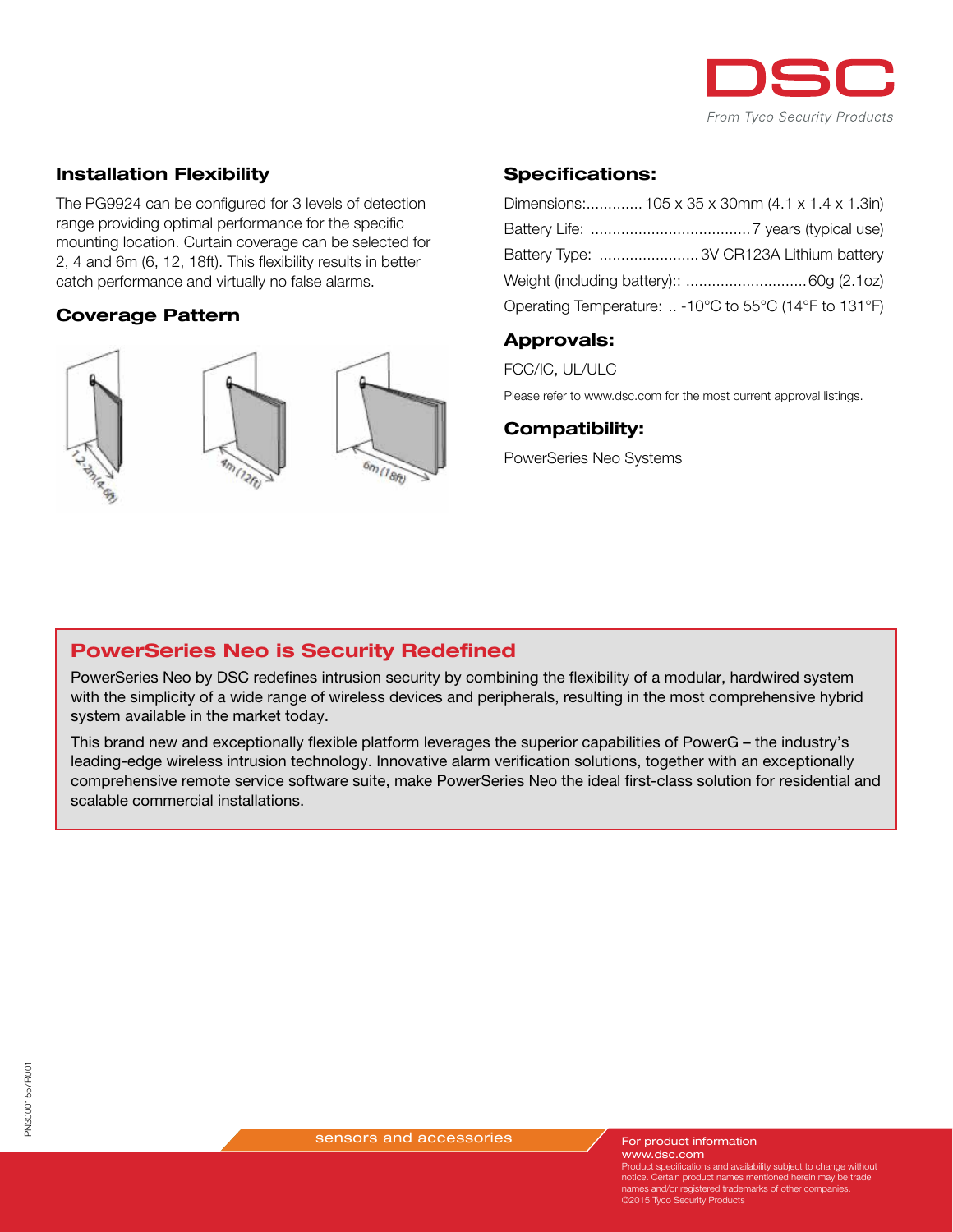## Installation Flexibility

The PG9924 can be configured for 3 levels of detection range providing optimal performance for the specific mounting location. Curtain coverage can be selected for 2, 4 and 6m (6, 12, 18ft). This flexibility results in better catch performance and virtually no false alarms.

## Coverage Pattern

1.2-2m (4-6ft)

4m (12ft)

6m (18ft)

## Specifications:

Dimensions:............. 105 x 35 x 30mm (4.1 x 1.4 x 1.3in)

Battery Life: ..................................... 7 years (typical use)

Battery Type: ....................... 3V CR123A Lithium battery

Weight (including battery):: ............................ 60g (2.1oz)

Operating Temperature: .. -10°C to 55°C (14°F to 131°F)

## Approvals:

FCC/IC, UL/ULC

Please refer to www.dsc.com for the most current approval listings.

## Compatibility:

PowerSeries Neo Systems

## PowerSeries Neo is Security Redefined

PowerSeries Neo by DSC redefines intrusion security by combining the flexibility of a modular, hardwired system with the simplicity of a wide range of wireless devices and peripherals, resulting in the most comprehensive hybrid system available in the market today.

This brand new and exceptionally flexible platform leverages the superior capabilities of PowerG – the industry's leading-edge wireless intrusion technology. Innovative alarm verification solutions, together with an exceptionally comprehensive remote service software suite, make PowerSeries Neo the ideal first-class solution for residential and scalable commercial installations.

sensors and accessories

For product information
www.dsc.com
Product specifications and availability subject to change without notice. Certain product names mentioned herein may be trade names and/or registered trademarks of other companies.
©2015 Tyco Security Products

PN30001557R001